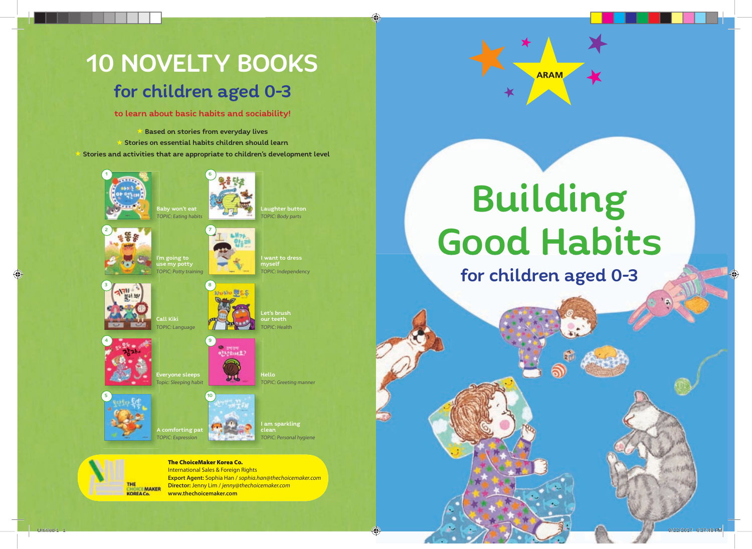# 10 NOVELTY BOOKS

## for children aged 0-3

**to learn about basic habits and sociability!**

- Based on stories from everyday lives
- Stories on essential habits children should learn
- Stories and activities that are appropriate to children's development level

1. Baby won't eat — *TOPIC: Eating habits*
2. I'm going to use my potty — *TOPIC: Potty training*
3. Call Kiki — *TOPIC: Language*
4. Everyone sleeps — *Topic: Sleeping habit*
5. A comforting pat — *TOPIC: Expression*
6. Laughter button — *TOPIC: Body parts*
7. I want to dress myself — *TOPIC: Independency*
8. Let's brush our teeth — *TOPIC: Health*
9. Hello — *TOPIC: Greeting manner*
10. I am sparkling clean — *TOPIC: Personal hygiene*

**The ChoiceMaker Korea Co.**
International Sales & Foreign Rights
**Export Agent:** Sophia Han / *sophia.han@thechoicemaker.com*
**Director:** Jenny Lim / *jenny@thechoicemaker.com*
**www.thechoicemaker.com**

ARAM

# Building Good Habits

## for children aged 0-3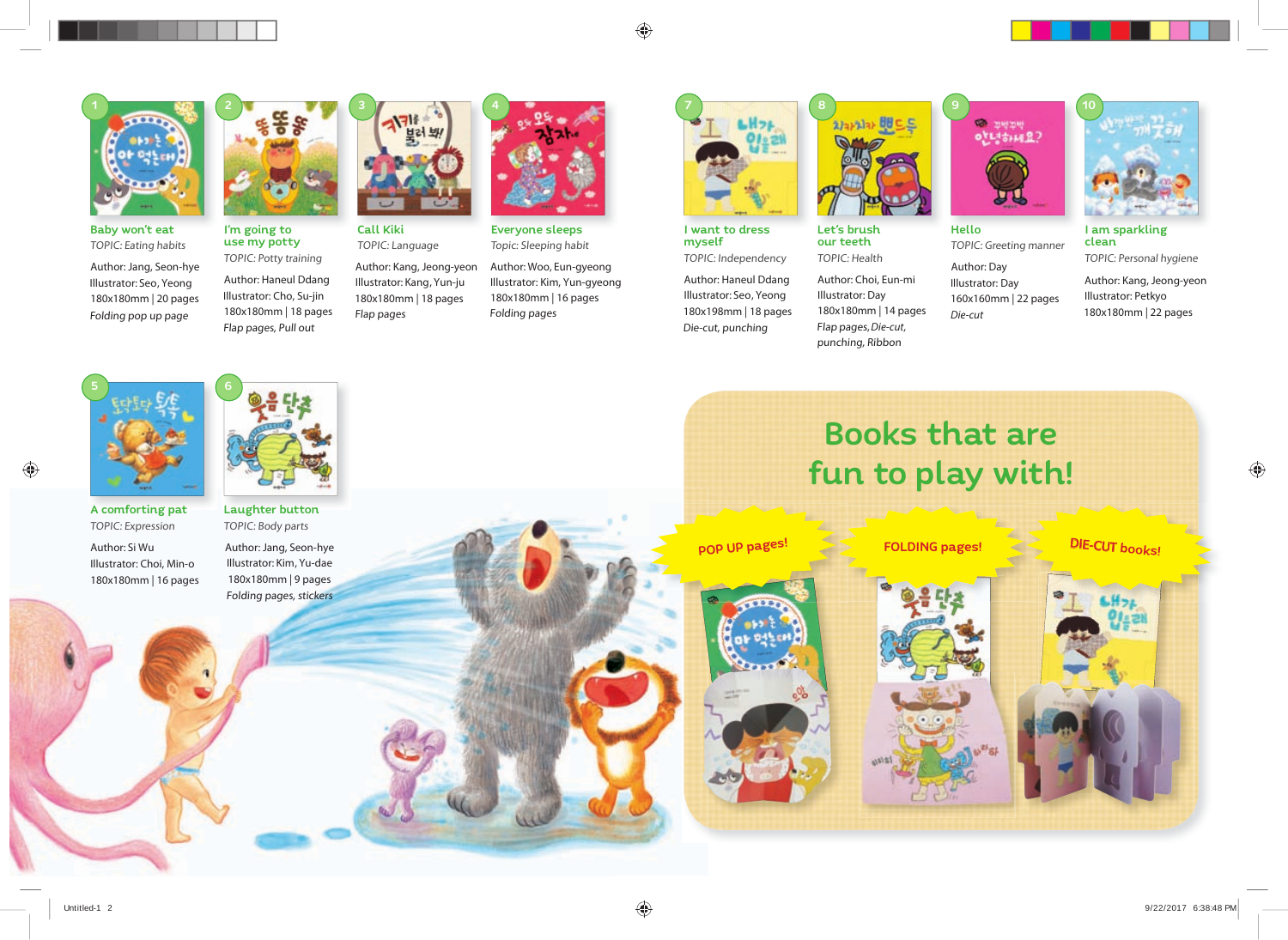1

**Baby won't eat**

*TOPIC: Eating habits*

Author: Jang, Seon-hye
Illustrator: Seo, Yeong
180x180mm | 20 pages
*Folding pop up page*

2

**I'm going to use my potty**

*TOPIC: Potty training*

Author: Haneul Ddang
Illustrator: Cho, Su-jin
180x180mm | 18 pages
*Flap pages, Pull out*

3

**Call Kiki**

*TOPIC: Language*

Author: Kang, Jeong-yeon
Illustrator: Kang, Yun-ju
180x180mm | 18 pages
*Flap pages*

4

**Everyone sleeps**

*Topic: Sleeping habit*

Author: Woo, Eun-gyeong
Illustrator: Kim, Yun-gyeong
180x180mm | 16 pages
*Folding pages*

7

**I want to dress myself**

*TOPIC: Independency*

Author: Haneul Ddang
Illustrator: Seo, Yeong
180x198mm | 18 pages
*Die-cut, punching*

8

**Let's brush our teeth**

*TOPIC: Health*

Author: Choi, Eun-mi
Illustrator: Day
180x180mm | 14 pages
*Flap pages, Die-cut, punching, Ribbon*

9

**Hello**

*TOPIC: Greeting manner*

Author: Day
Illustrator: Day
160x160mm | 22 pages
*Die-cut*

10

**I am sparkling clean**

*TOPIC: Personal hygiene*

Author: Kang, Jeong-yeon
Illustrator: Petkyo
180x180mm | 22 pages

5

**A comforting pat**

*TOPIC: Expression*

Author: Si Wu
Illustrator: Choi, Min-o
180x180mm | 16 pages

6

**Laughter button**

*TOPIC: Body parts*

Author: Jang, Seon-hye
Illustrator: Kim, Yu-dae
180x180mm | 9 pages
*Folding pages, stickers*

## Books that are fun to play with!

POP UP pages!

FOLDING pages!

DIE-CUT books!